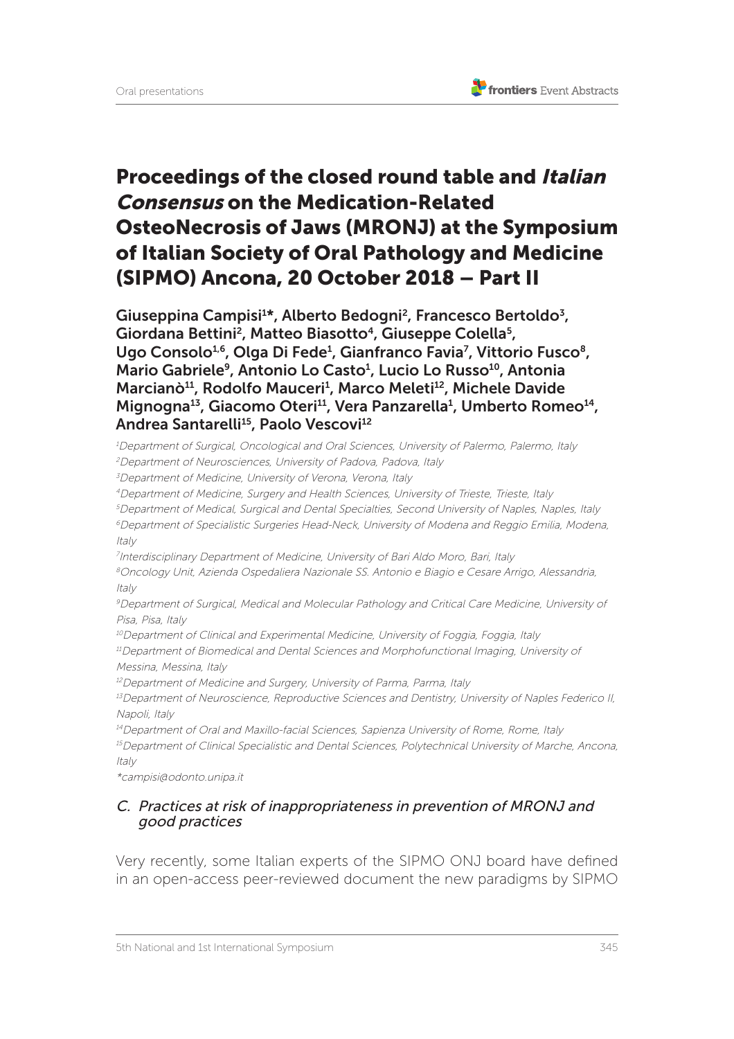# Proceedings of the closed round table and *Italian Consensus* on the Medication-Related OsteoNecrosis of Jaws (MRONJ) at the Symposium of Italian Society of Oral Pathology and Medicine (SIPMO) Ancona, 20 October 2018 – Part II

**Giuseppina Campisi[1]\*, Alberto Bedogni[2], Francesco Bertoldo[3], Giordana Bettini[2], Matteo Biasotto[4], Giuseppe Colella[5], Ugo Consolo[1,6], Olga Di Fede[1], Gianfranco Favia[7], Vittorio Fusco[8], Mario Gabriele[9], Antonio Lo Casto[1], Lucio Lo Russo[10], Antonia Marcianò[11], Rodolfo Mauceri[1], Marco Meleti[12], Michele Davide Mignogna[13], Giacomo Oteri[11], Vera Panzarella[1], Umberto Romeo[14], Andrea Santarelli[15], Paolo Vescovi[12]**

*[1]Department of Surgical, Oncological and Oral Sciences, University of Palermo, Palermo, Italy*

*[2]Department of Neurosciences, University of Padova, Padova, Italy*

*[3]Department of Medicine, University of Verona, Verona, Italy*

*[4]Department of Medicine, Surgery and Health Sciences, University of Trieste, Trieste, Italy*

*[5]Department of Medical, Surgical and Dental Specialties, Second University of Naples, Naples, Italy*

*[6]Department of Specialistic Surgeries Head-Neck, University of Modena and Reggio Emilia, Modena, Italy*

*[7]Interdisciplinary Department of Medicine, University of Bari Aldo Moro, Bari, Italy*

*[8]Oncology Unit, Azienda Ospedaliera Nazionale SS. Antonio e Biagio e Cesare Arrigo, Alessandria, Italy*

*[9]Department of Surgical, Medical and Molecular Pathology and Critical Care Medicine, University of Pisa, Pisa, Italy*

*[10]Department of Clinical and Experimental Medicine, University of Foggia, Foggia, Italy*

*[11]Department of Biomedical and Dental Sciences and Morphofunctional Imaging, University of Messina, Messina, Italy*

*[12]Department of Medicine and Surgery, University of Parma, Parma, Italy*

*[13]Department of Neuroscience, Reproductive Sciences and Dentistry, University of Naples Federico II, Napoli, Italy*

*[14]Department of Oral and Maxillo-facial Sciences, Sapienza University of Rome, Rome, Italy*

*[15]Department of Clinical Specialistic and Dental Sciences, Polytechnical University of Marche, Ancona, Italy*

*\*campisi@odonto.unipa.it*

## *C. Practices at risk of inappropriateness in prevention of MRONJ and good practices*

Very recently, some Italian experts of the SIPMO ONJ board have defined in an open-access peer-reviewed document the new paradigms by SIPMO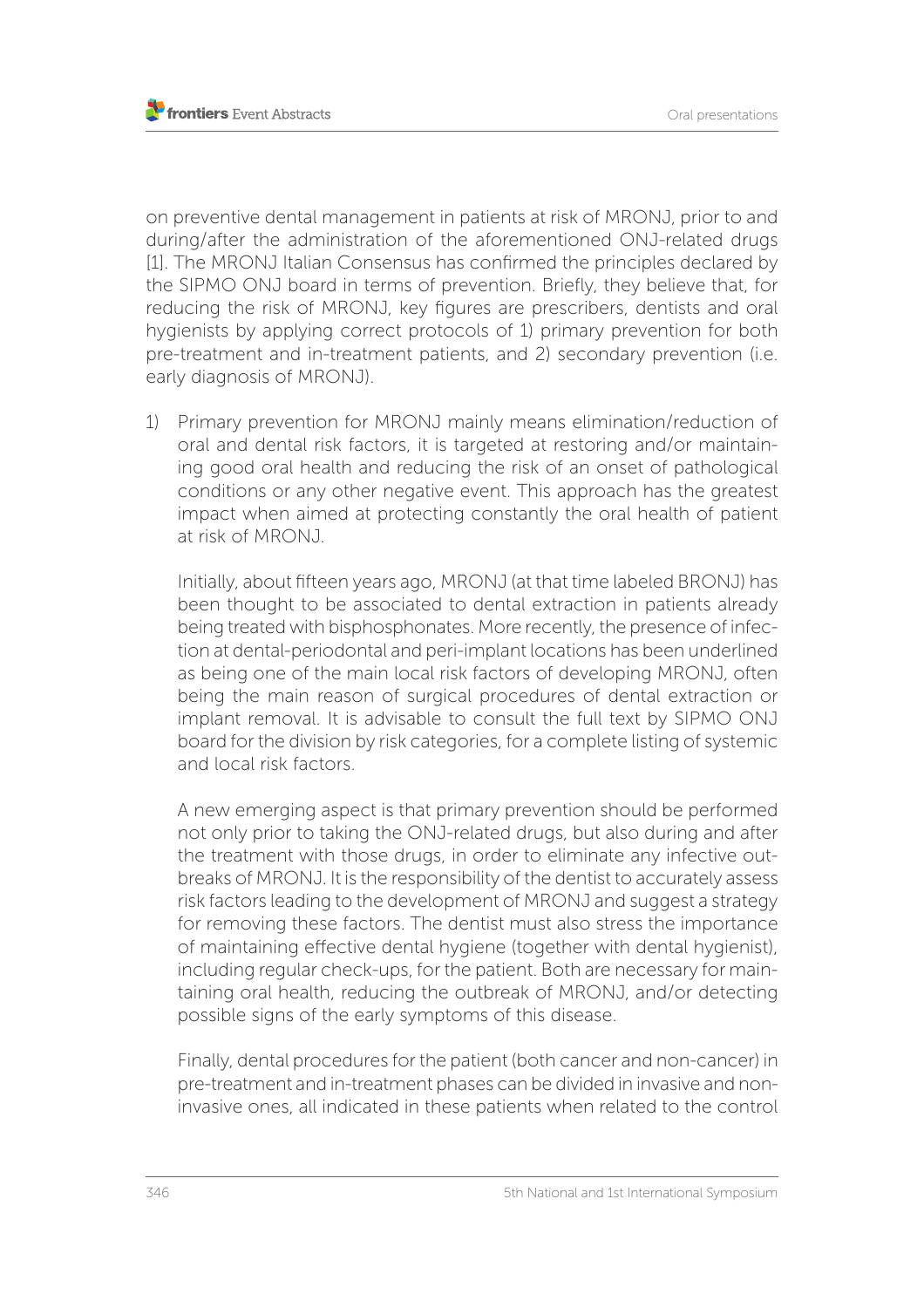on preventive dental management in patients at risk of MRONJ, prior to and during/after the administration of the aforementioned ONJ-related drugs [1]. The MRONJ Italian Consensus has confirmed the principles declared by the SIPMO ONJ board in terms of prevention. Briefly, they believe that, for reducing the risk of MRONJ, key figures are prescribers, dentists and oral hygienists by applying correct protocols of 1) primary prevention for both pre-treatment and in-treatment patients, and 2) secondary prevention (i.e. early diagnosis of MRONJ).

1) Primary prevention for MRONJ mainly means elimination/reduction of oral and dental risk factors, it is targeted at restoring and/or maintaining good oral health and reducing the risk of an onset of pathological conditions or any other negative event. This approach has the greatest impact when aimed at protecting constantly the oral health of patient at risk of MRONJ.

   Initially, about fifteen years ago, MRONJ (at that time labeled BRONJ) has been thought to be associated to dental extraction in patients already being treated with bisphosphonates. More recently, the presence of infection at dental-periodontal and peri-implant locations has been underlined as being one of the main local risk factors of developing MRONJ, often being the main reason of surgical procedures of dental extraction or implant removal. It is advisable to consult the full text by SIPMO ONJ board for the division by risk categories, for a complete listing of systemic and local risk factors.

   A new emerging aspect is that primary prevention should be performed not only prior to taking the ONJ-related drugs, but also during and after the treatment with those drugs, in order to eliminate any infective outbreaks of MRONJ. It is the responsibility of the dentist to accurately assess risk factors leading to the development of MRONJ and suggest a strategy for removing these factors. The dentist must also stress the importance of maintaining effective dental hygiene (together with dental hygienist), including regular check-ups, for the patient. Both are necessary for maintaining oral health, reducing the outbreak of MRONJ, and/or detecting possible signs of the early symptoms of this disease.

   Finally, dental procedures for the patient (both cancer and non-cancer) in pre-treatment and in-treatment phases can be divided in invasive and non-invasive ones, all indicated in these patients when related to the control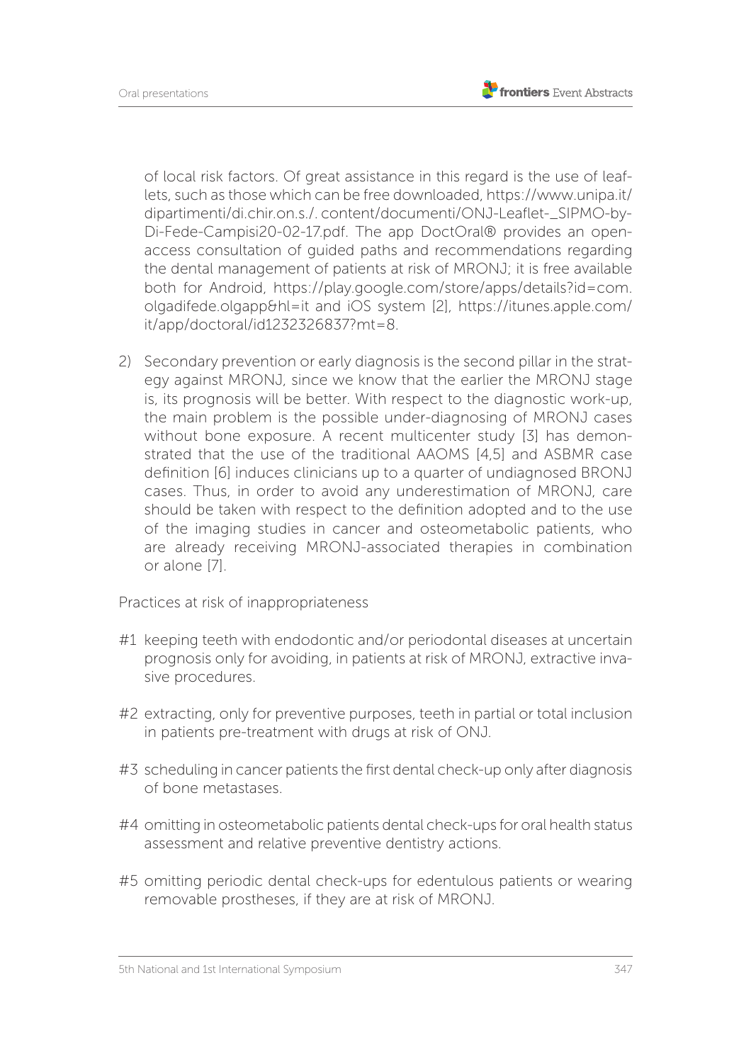of local risk factors. Of great assistance in this regard is the use of leaflets, such as those which can be free downloaded, https://www.unipa.it/dipartimenti/di.chir.on.s./.content/documenti/ONJ-Leaflet-_SIPMO-by-Di-Fede-Campisi20-02-17.pdf. The app DoctOral® provides an open-access consultation of guided paths and recommendations regarding the dental management of patients at risk of MRONJ; it is free available both for Android, https://play.google.com/store/apps/details?id=com.olgadifede.olgapp&hl=it and iOS system [2], https://itunes.apple.com/it/app/doctoral/id1232326837?mt=8.

2) Secondary prevention or early diagnosis is the second pillar in the strategy against MRONJ, since we know that the earlier the MRONJ stage is, its prognosis will be better. With respect to the diagnostic work-up, the main problem is the possible under-diagnosing of MRONJ cases without bone exposure. A recent multicenter study [3] has demonstrated that the use of the traditional AAOMS [4,5] and ASBMR case definition [6] induces clinicians up to a quarter of undiagnosed BRONJ cases. Thus, in order to avoid any underestimation of MRONJ, care should be taken with respect to the definition adopted and to the use of the imaging studies in cancer and osteometabolic patients, who are already receiving MRONJ-associated therapies in combination or alone [7].

Practices at risk of inappropriateness

#1 keeping teeth with endodontic and/or periodontal diseases at uncertain prognosis only for avoiding, in patients at risk of MRONJ, extractive invasive procedures.

#2 extracting, only for preventive purposes, teeth in partial or total inclusion in patients pre-treatment with drugs at risk of ONJ.

#3 scheduling in cancer patients the first dental check-up only after diagnosis of bone metastases.

#4 omitting in osteometabolic patients dental check-ups for oral health status assessment and relative preventive dentistry actions.

#5 omitting periodic dental check-ups for edentulous patients or wearing removable prostheses, if they are at risk of MRONJ.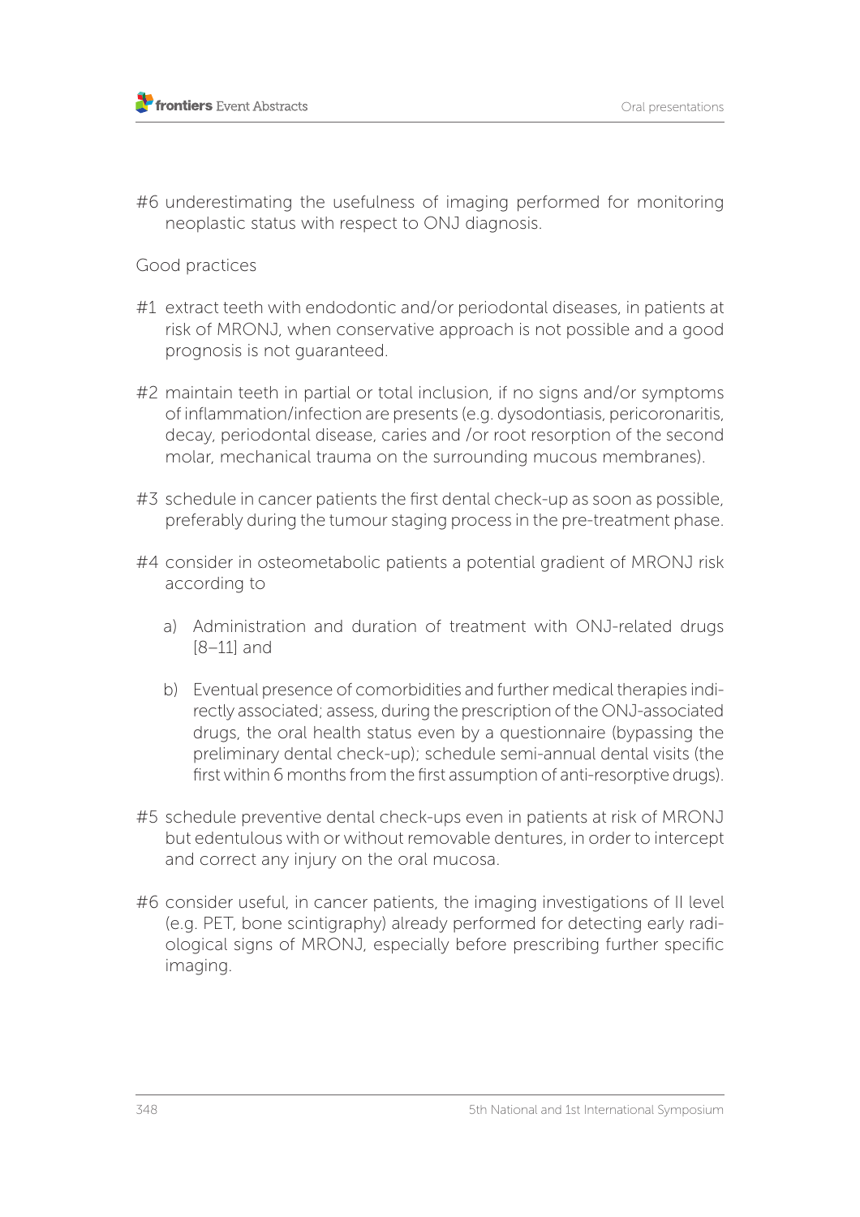#6 underestimating the usefulness of imaging performed for monitoring neoplastic status with respect to ONJ diagnosis.

Good practices

#1 extract teeth with endodontic and/or periodontal diseases, in patients at risk of MRONJ, when conservative approach is not possible and a good prognosis is not guaranteed.

#2 maintain teeth in partial or total inclusion, if no signs and/or symptoms of inflammation/infection are presents (e.g. dysodontiasis, pericoronaritis, decay, periodontal disease, caries and /or root resorption of the second molar, mechanical trauma on the surrounding mucous membranes).

#3 schedule in cancer patients the first dental check-up as soon as possible, preferably during the tumour staging process in the pre-treatment phase.

#4 consider in osteometabolic patients a potential gradient of MRONJ risk according to

a) Administration and duration of treatment with ONJ-related drugs [8–11] and

b) Eventual presence of comorbidities and further medical therapies indirectly associated; assess, during the prescription of the ONJ-associated drugs, the oral health status even by a questionnaire (bypassing the preliminary dental check-up); schedule semi-annual dental visits (the first within 6 months from the first assumption of anti-resorptive drugs).

#5 schedule preventive dental check-ups even in patients at risk of MRONJ but edentulous with or without removable dentures, in order to intercept and correct any injury on the oral mucosa.

#6 consider useful, in cancer patients, the imaging investigations of II level (e.g. PET, bone scintigraphy) already performed for detecting early radiological signs of MRONJ, especially before prescribing further specific imaging.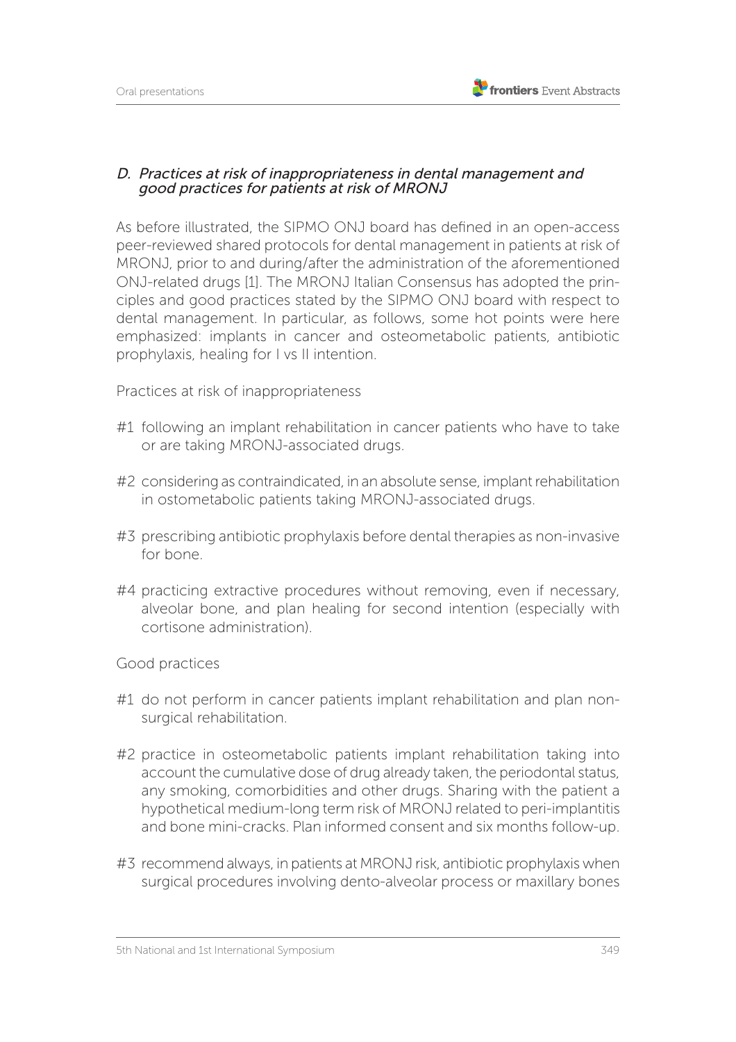### *D. Practices at risk of inappropriateness in dental management and good practices for patients at risk of MRONJ*

As before illustrated, the SIPMO ONJ board has defined in an open-access peer-reviewed shared protocols for dental management in patients at risk of MRONJ, prior to and during/after the administration of the aforementioned ONJ-related drugs [1]. The MRONJ Italian Consensus has adopted the principles and good practices stated by the SIPMO ONJ board with respect to dental management. In particular, as follows, some hot points were here emphasized: implants in cancer and osteometabolic patients, antibiotic prophylaxis, healing for I vs II intention.

Practices at risk of inappropriateness

#1 following an implant rehabilitation in cancer patients who have to take or are taking MRONJ-associated drugs.

#2 considering as contraindicated, in an absolute sense, implant rehabilitation in ostometabolic patients taking MRONJ-associated drugs.

#3 prescribing antibiotic prophylaxis before dental therapies as non-invasive for bone.

#4 practicing extractive procedures without removing, even if necessary, alveolar bone, and plan healing for second intention (especially with cortisone administration).

Good practices

#1 do not perform in cancer patients implant rehabilitation and plan non-surgical rehabilitation.

#2 practice in osteometabolic patients implant rehabilitation taking into account the cumulative dose of drug already taken, the periodontal status, any smoking, comorbidities and other drugs. Sharing with the patient a hypothetical medium-long term risk of MRONJ related to peri-implantitis and bone mini-cracks. Plan informed consent and six months follow-up.

#3 recommend always, in patients at MRONJ risk, antibiotic prophylaxis when surgical procedures involving dento-alveolar process or maxillary bones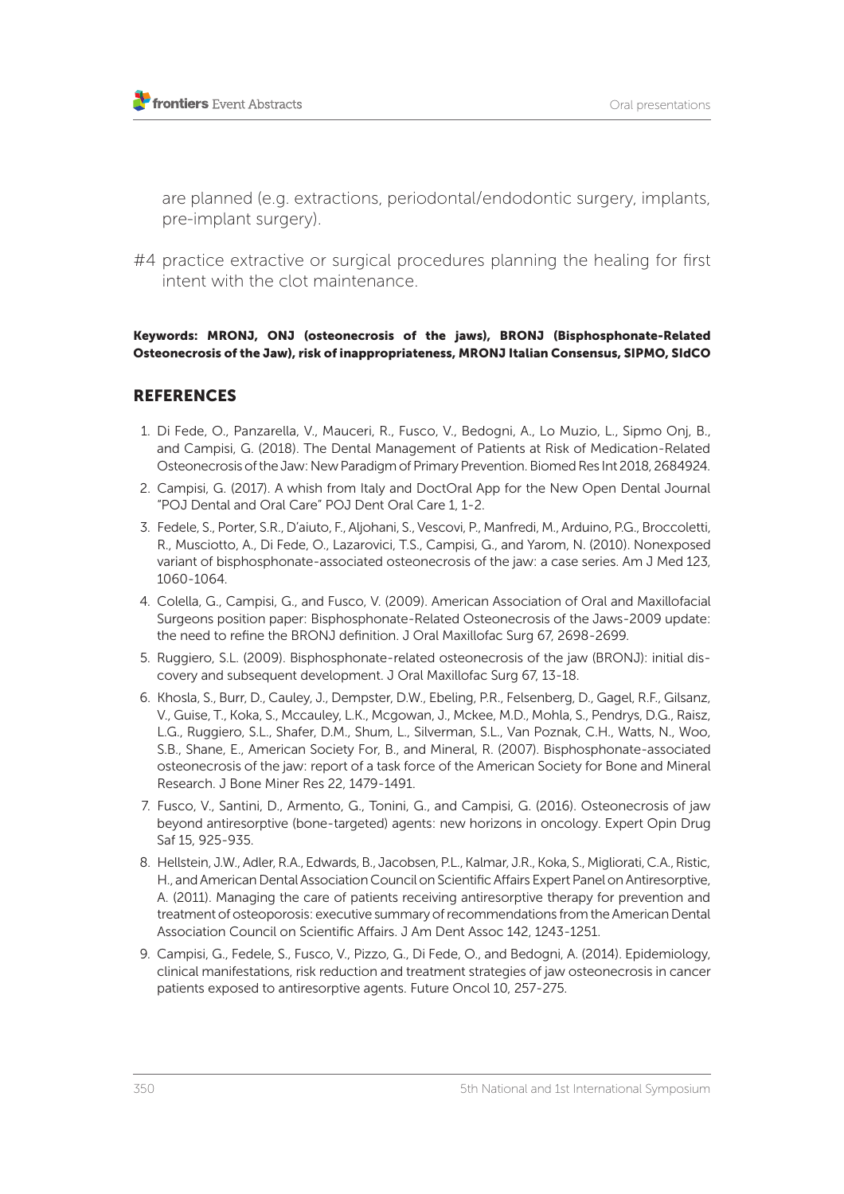are planned (e.g. extractions, periodontal/endodontic surgery, implants, pre-implant surgery).

#4 practice extractive or surgical procedures planning the healing for first intent with the clot maintenance.

**Keywords: MRONJ, ONJ (osteonecrosis of the jaws), BRONJ (Bisphosphonate-Related Osteonecrosis of the Jaw), risk of inappropriateness, MRONJ Italian Consensus, SIPMO, SIdCO**

## REFERENCES

1. Di Fede, O., Panzarella, V., Mauceri, R., Fusco, V., Bedogni, A., Lo Muzio, L., Sipmo Onj, B., and Campisi, G. (2018). The Dental Management of Patients at Risk of Medication-Related Osteonecrosis of the Jaw: New Paradigm of Primary Prevention. Biomed Res Int 2018, 2684924.
2. Campisi, G. (2017). A whish from Italy and DoctOral App for the New Open Dental Journal "POJ Dental and Oral Care" POJ Dent Oral Care 1, 1-2.
3. Fedele, S., Porter, S.R., D'aiuto, F., Aljohani, S., Vescovi, P., Manfredi, M., Arduino, P.G., Broccoletti, R., Musciotto, A., Di Fede, O., Lazarovici, T.S., Campisi, G., and Yarom, N. (2010). Nonexposed variant of bisphosphonate-associated osteonecrosis of the jaw: a case series. Am J Med 123, 1060-1064.
4. Colella, G., Campisi, G., and Fusco, V. (2009). American Association of Oral and Maxillofacial Surgeons position paper: Bisphosphonate-Related Osteonecrosis of the Jaws-2009 update: the need to refine the BRONJ definition. J Oral Maxillofac Surg 67, 2698-2699.
5. Ruggiero, S.L. (2009). Bisphosphonate-related osteonecrosis of the jaw (BRONJ): initial discovery and subsequent development. J Oral Maxillofac Surg 67, 13-18.
6. Khosla, S., Burr, D., Cauley, J., Dempster, D.W., Ebeling, P.R., Felsenberg, D., Gagel, R.F., Gilsanz, V., Guise, T., Koka, S., Mccauley, L.K., Mcgowan, J., Mckee, M.D., Mohla, S., Pendrys, D.G., Raisz, L.G., Ruggiero, S.L., Shafer, D.M., Shum, L., Silverman, S.L., Van Poznak, C.H., Watts, N., Woo, S.B., Shane, E., American Society For, B., and Mineral, R. (2007). Bisphosphonate-associated osteonecrosis of the jaw: report of a task force of the American Society for Bone and Mineral Research. J Bone Miner Res 22, 1479-1491.
7. Fusco, V., Santini, D., Armento, G., Tonini, G., and Campisi, G. (2016). Osteonecrosis of jaw beyond antiresorptive (bone-targeted) agents: new horizons in oncology. Expert Opin Drug Saf 15, 925-935.
8. Hellstein, J.W., Adler, R.A., Edwards, B., Jacobsen, P.L., Kalmar, J.R., Koka, S., Migliorati, C.A., Ristic, H., and American Dental Association Council on Scientific Affairs Expert Panel on Antiresorptive, A. (2011). Managing the care of patients receiving antiresorptive therapy for prevention and treatment of osteoporosis: executive summary of recommendations from the American Dental Association Council on Scientific Affairs. J Am Dent Assoc 142, 1243-1251.
9. Campisi, G., Fedele, S., Fusco, V., Pizzo, G., Di Fede, O., and Bedogni, A. (2014). Epidemiology, clinical manifestations, risk reduction and treatment strategies of jaw osteonecrosis in cancer patients exposed to antiresorptive agents. Future Oncol 10, 257-275.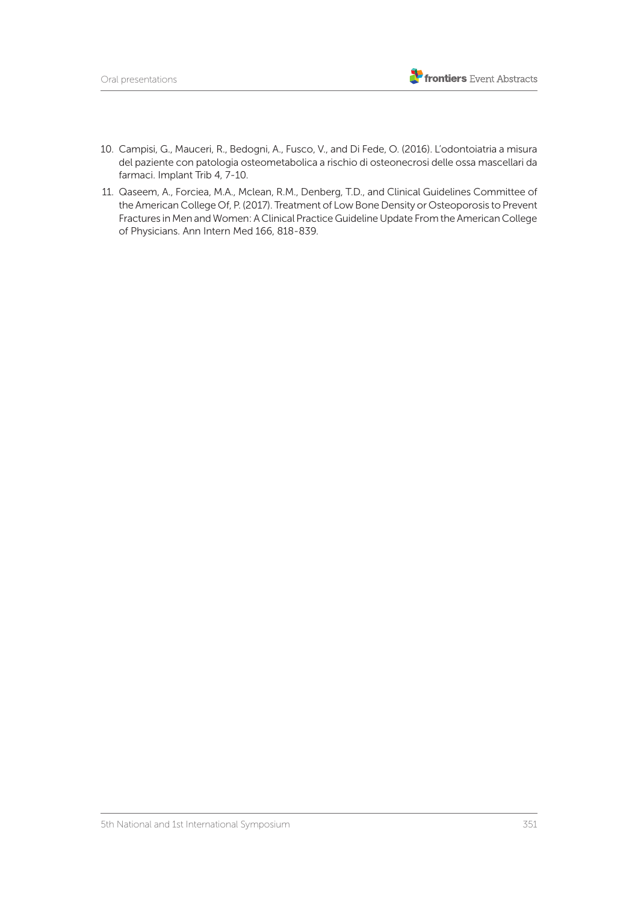10. Campisi, G., Mauceri, R., Bedogni, A., Fusco, V., and Di Fede, O. (2016). L'odontoiatria a misura del paziente con patologia osteometabolica a rischio di osteonecrosi delle ossa mascellari da farmaci. Implant Trib 4, 7-10.
11. Qaseem, A., Forciea, M.A., Mclean, R.M., Denberg, T.D., and Clinical Guidelines Committee of the American College Of, P. (2017). Treatment of Low Bone Density or Osteoporosis to Prevent Fractures in Men and Women: A Clinical Practice Guideline Update From the American College of Physicians. Ann Intern Med 166, 818-839.